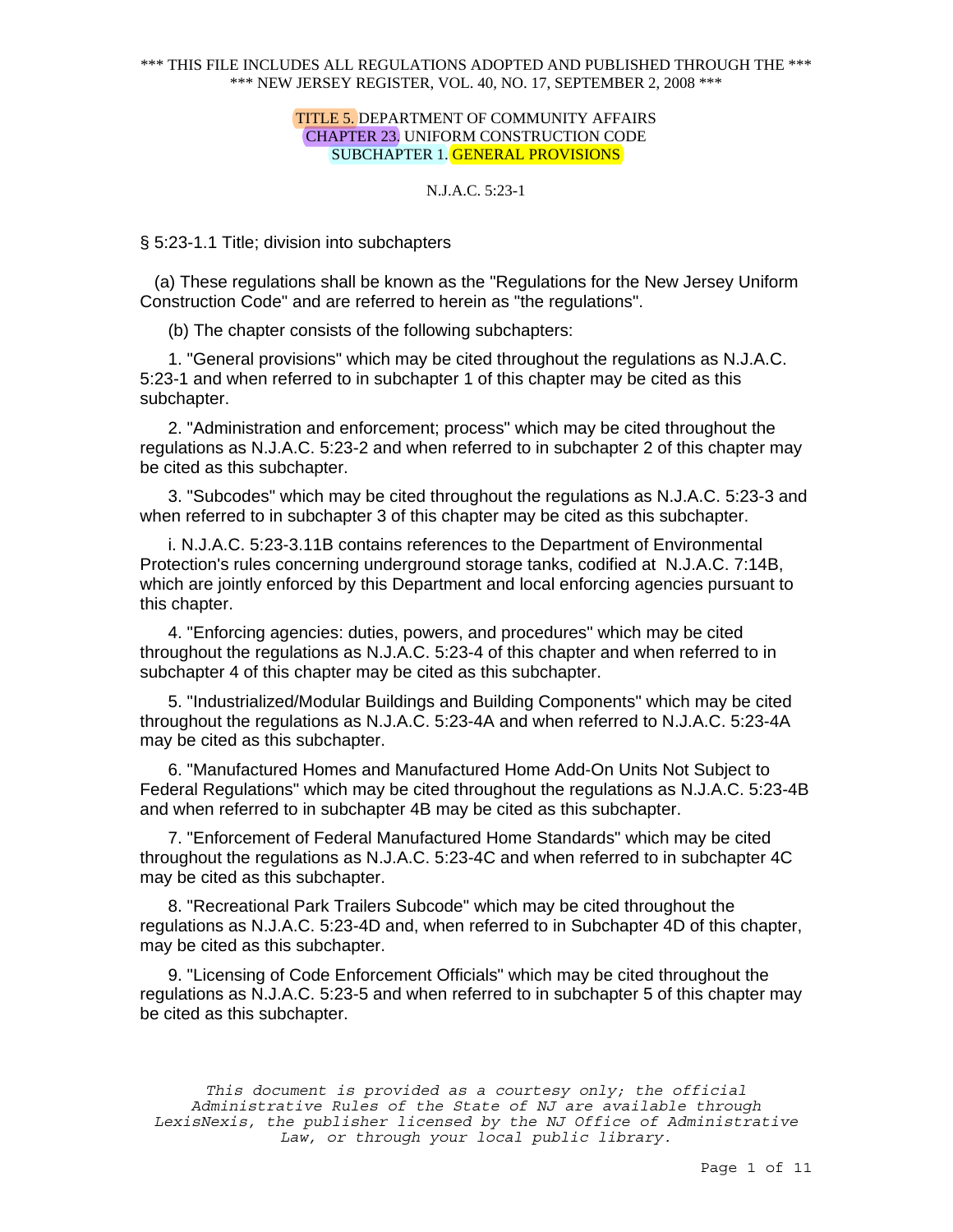\*\*\* THIS FILE INCLUDES ALL REGULATIONS ADOPTED AND PUBLISHED THROUGH THE \*\*\*
\*\*\* NEW JERSEY REGISTER, VOL. 40, NO. 17, SEPTEMBER 2, 2008 \*\*\*

TITLE 5. DEPARTMENT OF COMMUNITY AFFAIRS
CHAPTER 23. UNIFORM CONSTRUCTION CODE
SUBCHAPTER 1. GENERAL PROVISIONS

N.J.A.C. 5:23-1

## § 5:23-1.1 Title; division into subchapters

(a) These regulations shall be known as the "Regulations for the New Jersey Uniform Construction Code" and are referred to herein as "the regulations".

(b) The chapter consists of the following subchapters:

1. "General provisions" which may be cited throughout the regulations as N.J.A.C. 5:23-1 and when referred to in subchapter 1 of this chapter may be cited as this subchapter.

2. "Administration and enforcement; process" which may be cited throughout the regulations as N.J.A.C. 5:23-2 and when referred to in subchapter 2 of this chapter may be cited as this subchapter.

3. "Subcodes" which may be cited throughout the regulations as N.J.A.C. 5:23-3 and when referred to in subchapter 3 of this chapter may be cited as this subchapter.

i. N.J.A.C. 5:23-3.11B contains references to the Department of Environmental Protection's rules concerning underground storage tanks, codified at N.J.A.C. 7:14B, which are jointly enforced by this Department and local enforcing agencies pursuant to this chapter.

4. "Enforcing agencies: duties, powers, and procedures" which may be cited throughout the regulations as N.J.A.C. 5:23-4 of this chapter and when referred to in subchapter 4 of this chapter may be cited as this subchapter.

5. "Industrialized/Modular Buildings and Building Components" which may be cited throughout the regulations as N.J.A.C. 5:23-4A and when referred to N.J.A.C. 5:23-4A may be cited as this subchapter.

6. "Manufactured Homes and Manufactured Home Add-On Units Not Subject to Federal Regulations" which may be cited throughout the regulations as N.J.A.C. 5:23-4B and when referred to in subchapter 4B may be cited as this subchapter.

7. "Enforcement of Federal Manufactured Home Standards" which may be cited throughout the regulations as N.J.A.C. 5:23-4C and when referred to in subchapter 4C may be cited as this subchapter.

8. "Recreational Park Trailers Subcode" which may be cited throughout the regulations as N.J.A.C. 5:23-4D and, when referred to in Subchapter 4D of this chapter, may be cited as this subchapter.

9. "Licensing of Code Enforcement Officials" which may be cited throughout the regulations as N.J.A.C. 5:23-5 and when referred to in subchapter 5 of this chapter may be cited as this subchapter.

*This document is provided as a courtesy only; the official Administrative Rules of the State of NJ are available through LexisNexis, the publisher licensed by the NJ Office of Administrative Law, or through your local public library.*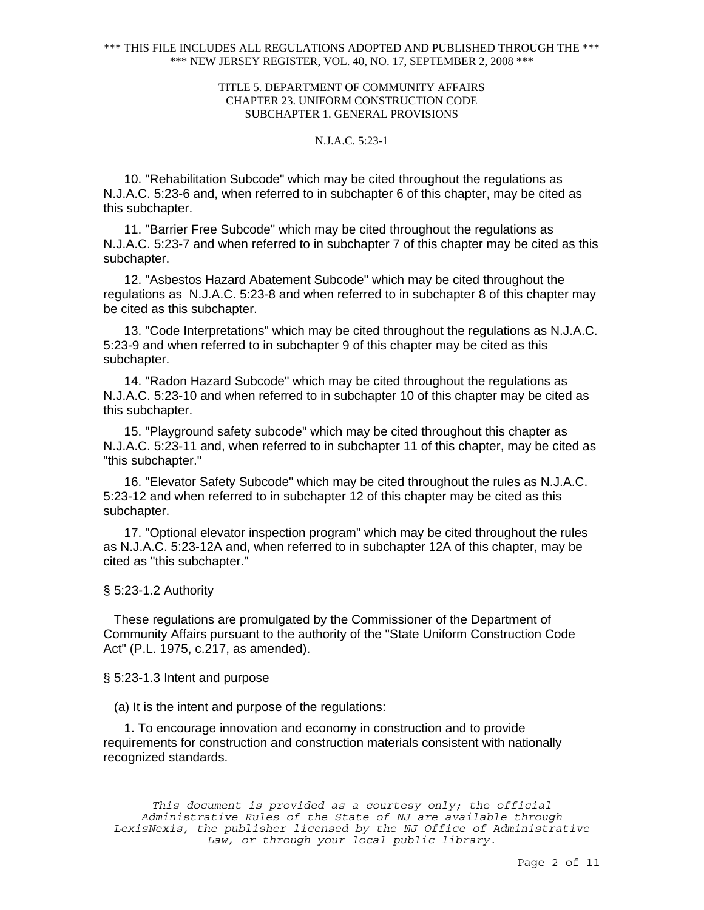10. "Rehabilitation Subcode" which may be cited throughout the regulations as N.J.A.C. 5:23-6 and, when referred to in subchapter 6 of this chapter, may be cited as this subchapter.

11. "Barrier Free Subcode" which may be cited throughout the regulations as N.J.A.C. 5:23-7 and when referred to in subchapter 7 of this chapter may be cited as this subchapter.

12. "Asbestos Hazard Abatement Subcode" which may be cited throughout the regulations as N.J.A.C. 5:23-8 and when referred to in subchapter 8 of this chapter may be cited as this subchapter.

13. "Code Interpretations" which may be cited throughout the regulations as N.J.A.C. 5:23-9 and when referred to in subchapter 9 of this chapter may be cited as this subchapter.

14. "Radon Hazard Subcode" which may be cited throughout the regulations as N.J.A.C. 5:23-10 and when referred to in subchapter 10 of this chapter may be cited as this subchapter.

15. "Playground safety subcode" which may be cited throughout this chapter as N.J.A.C. 5:23-11 and, when referred to in subchapter 11 of this chapter, may be cited as "this subchapter."

16. "Elevator Safety Subcode" which may be cited throughout the rules as N.J.A.C. 5:23-12 and when referred to in subchapter 12 of this chapter may be cited as this subchapter.

17. "Optional elevator inspection program" which may be cited throughout the rules as N.J.A.C. 5:23-12A and, when referred to in subchapter 12A of this chapter, may be cited as "this subchapter."

§ 5:23-1.2 Authority

These regulations are promulgated by the Commissioner of the Department of Community Affairs pursuant to the authority of the "State Uniform Construction Code Act" (P.L. 1975, c.217, as amended).

§ 5:23-1.3 Intent and purpose

(a) It is the intent and purpose of the regulations:

1. To encourage innovation and economy in construction and to provide requirements for construction and construction materials consistent with nationally recognized standards.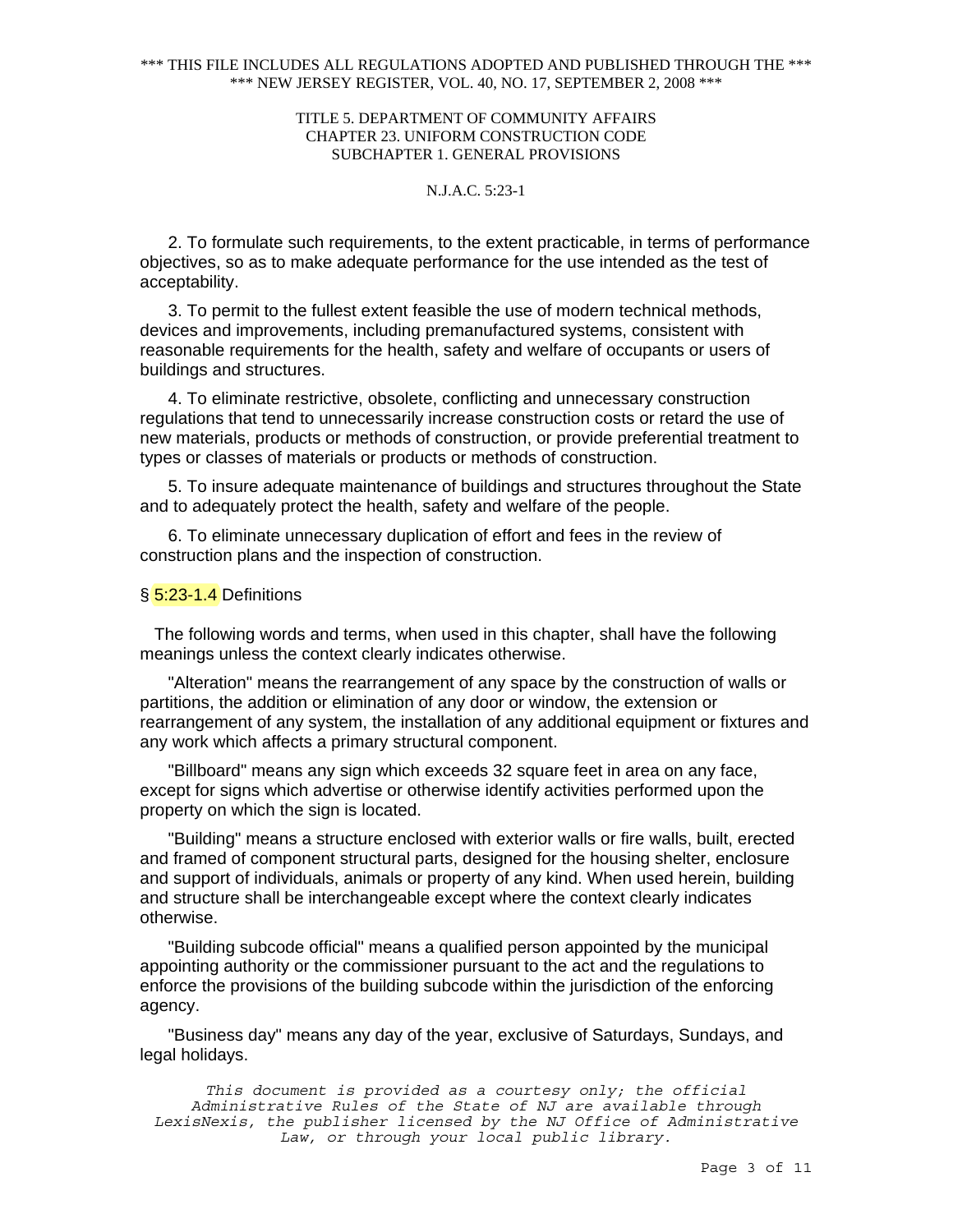2. To formulate such requirements, to the extent practicable, in terms of performance objectives, so as to make adequate performance for the use intended as the test of acceptability.

3. To permit to the fullest extent feasible the use of modern technical methods, devices and improvements, including premanufactured systems, consistent with reasonable requirements for the health, safety and welfare of occupants or users of buildings and structures.

4. To eliminate restrictive, obsolete, conflicting and unnecessary construction regulations that tend to unnecessarily increase construction costs or retard the use of new materials, products or methods of construction, or provide preferential treatment to types or classes of materials or products or methods of construction.

5. To insure adequate maintenance of buildings and structures throughout the State and to adequately protect the health, safety and welfare of the people.

6. To eliminate unnecessary duplication of effort and fees in the review of construction plans and the inspection of construction.

§ 5:23-1.4 Definitions

The following words and terms, when used in this chapter, shall have the following meanings unless the context clearly indicates otherwise.

"Alteration" means the rearrangement of any space by the construction of walls or partitions, the addition or elimination of any door or window, the extension or rearrangement of any system, the installation of any additional equipment or fixtures and any work which affects a primary structural component.

"Billboard" means any sign which exceeds 32 square feet in area on any face, except for signs which advertise or otherwise identify activities performed upon the property on which the sign is located.

"Building" means a structure enclosed with exterior walls or fire walls, built, erected and framed of component structural parts, designed for the housing shelter, enclosure and support of individuals, animals or property of any kind. When used herein, building and structure shall be interchangeable except where the context clearly indicates otherwise.

"Building subcode official" means a qualified person appointed by the municipal appointing authority or the commissioner pursuant to the act and the regulations to enforce the provisions of the building subcode within the jurisdiction of the enforcing agency.

"Business day" means any day of the year, exclusive of Saturdays, Sundays, and legal holidays.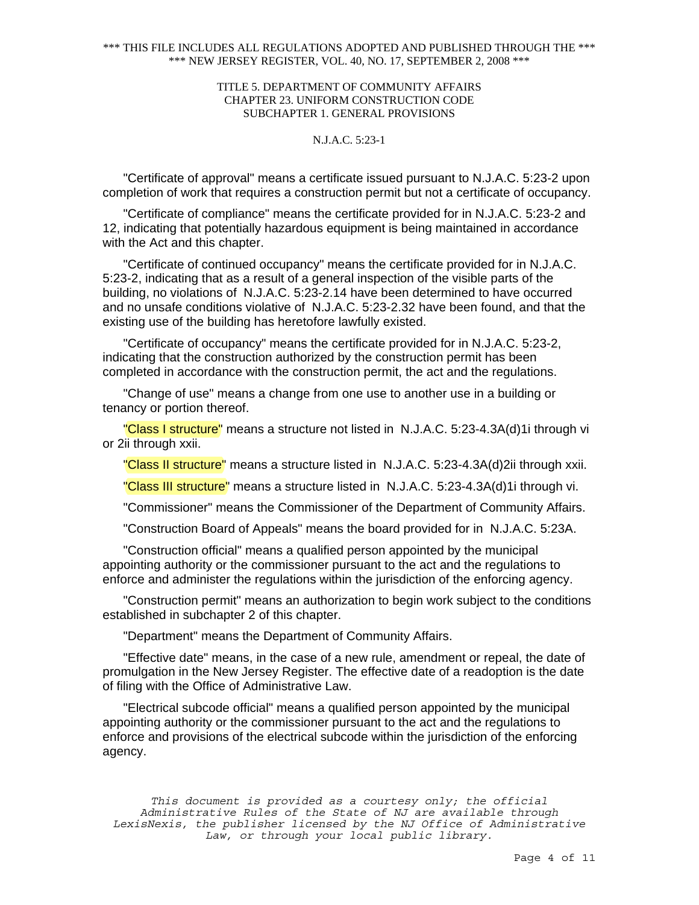"Certificate of approval" means a certificate issued pursuant to N.J.A.C. 5:23-2 upon completion of work that requires a construction permit but not a certificate of occupancy.

"Certificate of compliance" means the certificate provided for in N.J.A.C. 5:23-2 and 12, indicating that potentially hazardous equipment is being maintained in accordance with the Act and this chapter.

"Certificate of continued occupancy" means the certificate provided for in N.J.A.C. 5:23-2, indicating that as a result of a general inspection of the visible parts of the building, no violations of N.J.A.C. 5:23-2.14 have been determined to have occurred and no unsafe conditions violative of N.J.A.C. 5:23-2.32 have been found, and that the existing use of the building has heretofore lawfully existed.

"Certificate of occupancy" means the certificate provided for in N.J.A.C. 5:23-2, indicating that the construction authorized by the construction permit has been completed in accordance with the construction permit, the act and the regulations.

"Change of use" means a change from one use to another use in a building or tenancy or portion thereof.

"Class I structure" means a structure not listed in N.J.A.C. 5:23-4.3A(d)1i through vi or 2ii through xxii.

"Class II structure" means a structure listed in N.J.A.C. 5:23-4.3A(d)2ii through xxii.

"Class III structure" means a structure listed in N.J.A.C. 5:23-4.3A(d)1i through vi.

"Commissioner" means the Commissioner of the Department of Community Affairs.

"Construction Board of Appeals" means the board provided for in N.J.A.C. 5:23A.

"Construction official" means a qualified person appointed by the municipal appointing authority or the commissioner pursuant to the act and the regulations to enforce and administer the regulations within the jurisdiction of the enforcing agency.

"Construction permit" means an authorization to begin work subject to the conditions established in subchapter 2 of this chapter.

"Department" means the Department of Community Affairs.

"Effective date" means, in the case of a new rule, amendment or repeal, the date of promulgation in the New Jersey Register. The effective date of a readoption is the date of filing with the Office of Administrative Law.

"Electrical subcode official" means a qualified person appointed by the municipal appointing authority or the commissioner pursuant to the act and the regulations to enforce and provisions of the electrical subcode within the jurisdiction of the enforcing agency.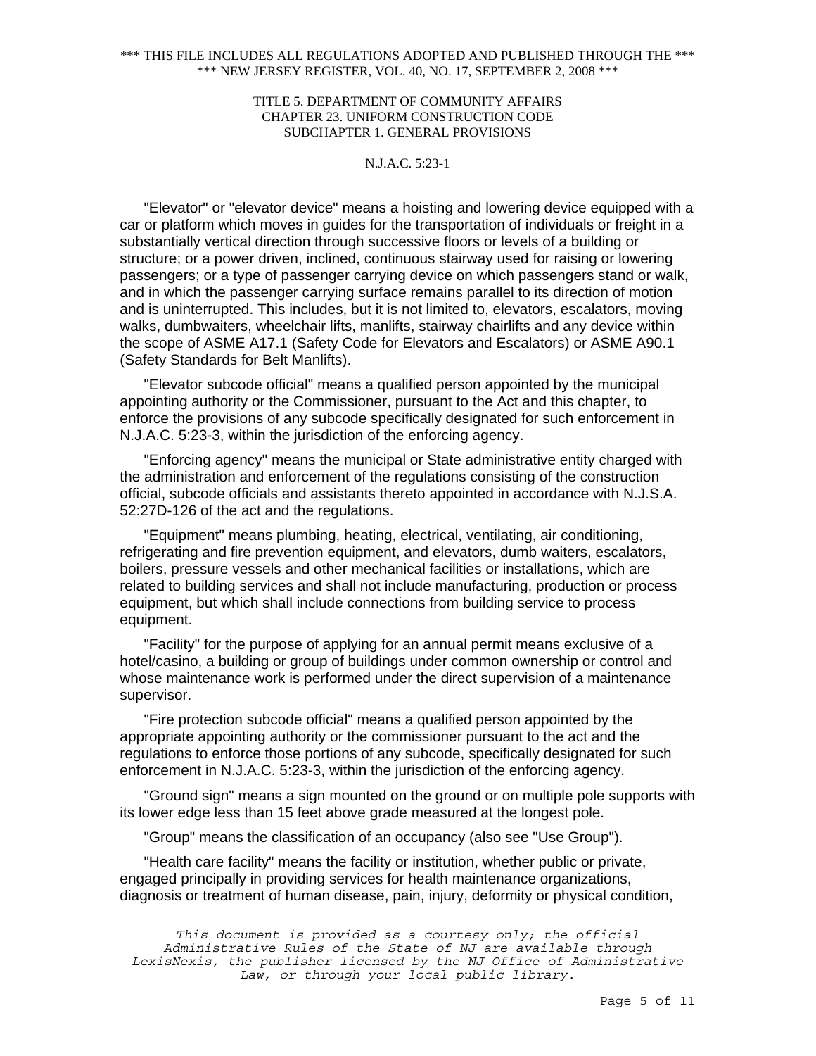"Elevator" or "elevator device" means a hoisting and lowering device equipped with a car or platform which moves in guides for the transportation of individuals or freight in a substantially vertical direction through successive floors or levels of a building or structure; or a power driven, inclined, continuous stairway used for raising or lowering passengers; or a type of passenger carrying device on which passengers stand or walk, and in which the passenger carrying surface remains parallel to its direction of motion and is uninterrupted. This includes, but it is not limited to, elevators, escalators, moving walks, dumbwaiters, wheelchair lifts, manlifts, stairway chairlifts and any device within the scope of ASME A17.1 (Safety Code for Elevators and Escalators) or ASME A90.1 (Safety Standards for Belt Manlifts).

"Elevator subcode official" means a qualified person appointed by the municipal appointing authority or the Commissioner, pursuant to the Act and this chapter, to enforce the provisions of any subcode specifically designated for such enforcement in N.J.A.C. 5:23-3, within the jurisdiction of the enforcing agency.

"Enforcing agency" means the municipal or State administrative entity charged with the administration and enforcement of the regulations consisting of the construction official, subcode officials and assistants thereto appointed in accordance with N.J.S.A. 52:27D-126 of the act and the regulations.

"Equipment" means plumbing, heating, electrical, ventilating, air conditioning, refrigerating and fire prevention equipment, and elevators, dumb waiters, escalators, boilers, pressure vessels and other mechanical facilities or installations, which are related to building services and shall not include manufacturing, production or process equipment, but which shall include connections from building service to process equipment.

"Facility" for the purpose of applying for an annual permit means exclusive of a hotel/casino, a building or group of buildings under common ownership or control and whose maintenance work is performed under the direct supervision of a maintenance supervisor.

"Fire protection subcode official" means a qualified person appointed by the appropriate appointing authority or the commissioner pursuant to the act and the regulations to enforce those portions of any subcode, specifically designated for such enforcement in N.J.A.C. 5:23-3, within the jurisdiction of the enforcing agency.

"Ground sign" means a sign mounted on the ground or on multiple pole supports with its lower edge less than 15 feet above grade measured at the longest pole.

"Group" means the classification of an occupancy (also see "Use Group").

"Health care facility" means the facility or institution, whether public or private, engaged principally in providing services for health maintenance organizations, diagnosis or treatment of human disease, pain, injury, deformity or physical condition,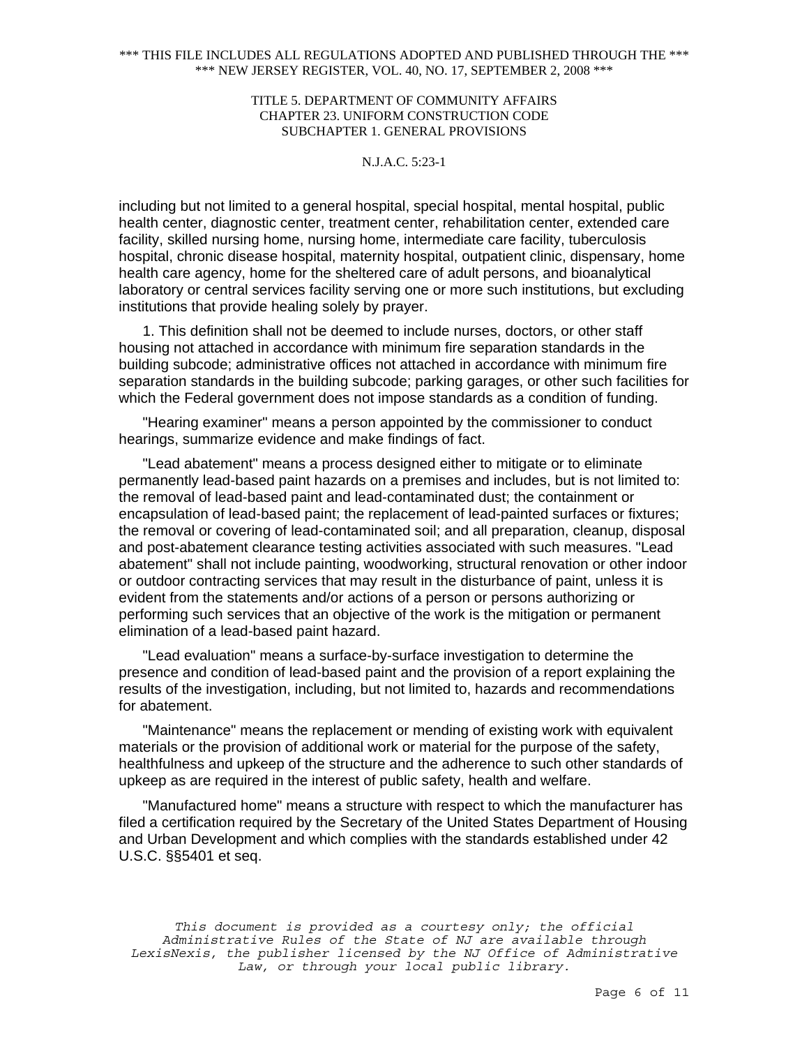including but not limited to a general hospital, special hospital, mental hospital, public health center, diagnostic center, treatment center, rehabilitation center, extended care facility, skilled nursing home, nursing home, intermediate care facility, tuberculosis hospital, chronic disease hospital, maternity hospital, outpatient clinic, dispensary, home health care agency, home for the sheltered care of adult persons, and bioanalytical laboratory or central services facility serving one or more such institutions, but excluding institutions that provide healing solely by prayer.

1. This definition shall not be deemed to include nurses, doctors, or other staff housing not attached in accordance with minimum fire separation standards in the building subcode; administrative offices not attached in accordance with minimum fire separation standards in the building subcode; parking garages, or other such facilities for which the Federal government does not impose standards as a condition of funding.

"Hearing examiner" means a person appointed by the commissioner to conduct hearings, summarize evidence and make findings of fact.

"Lead abatement" means a process designed either to mitigate or to eliminate permanently lead-based paint hazards on a premises and includes, but is not limited to: the removal of lead-based paint and lead-contaminated dust; the containment or encapsulation of lead-based paint; the replacement of lead-painted surfaces or fixtures; the removal or covering of lead-contaminated soil; and all preparation, cleanup, disposal and post-abatement clearance testing activities associated with such measures. "Lead abatement" shall not include painting, woodworking, structural renovation or other indoor or outdoor contracting services that may result in the disturbance of paint, unless it is evident from the statements and/or actions of a person or persons authorizing or performing such services that an objective of the work is the mitigation or permanent elimination of a lead-based paint hazard.

"Lead evaluation" means a surface-by-surface investigation to determine the presence and condition of lead-based paint and the provision of a report explaining the results of the investigation, including, but not limited to, hazards and recommendations for abatement.

"Maintenance" means the replacement or mending of existing work with equivalent materials or the provision of additional work or material for the purpose of the safety, healthfulness and upkeep of the structure and the adherence to such other standards of upkeep as are required in the interest of public safety, health and welfare.

"Manufactured home" means a structure with respect to which the manufacturer has filed a certification required by the Secretary of the United States Department of Housing and Urban Development and which complies with the standards established under 42 U.S.C. §§5401 et seq.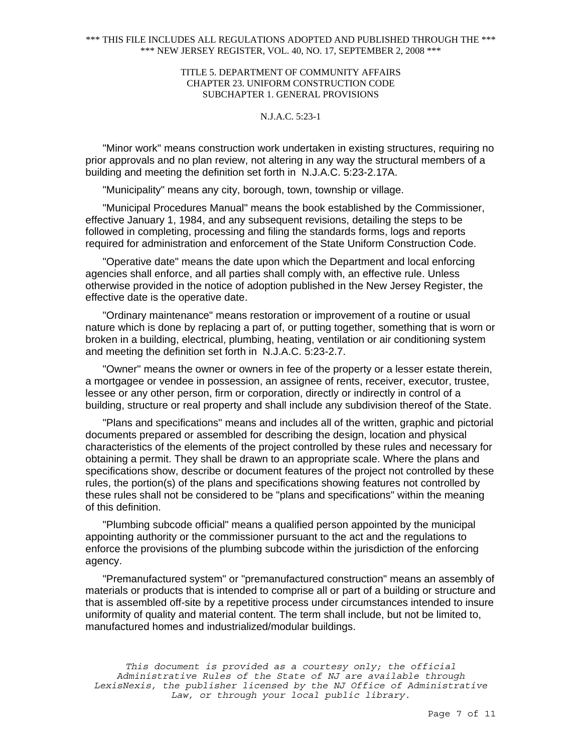"Minor work" means construction work undertaken in existing structures, requiring no prior approvals and no plan review, not altering in any way the structural members of a building and meeting the definition set forth in N.J.A.C. 5:23-2.17A.

"Municipality" means any city, borough, town, township or village.

"Municipal Procedures Manual" means the book established by the Commissioner, effective January 1, 1984, and any subsequent revisions, detailing the steps to be followed in completing, processing and filing the standards forms, logs and reports required for administration and enforcement of the State Uniform Construction Code.

"Operative date" means the date upon which the Department and local enforcing agencies shall enforce, and all parties shall comply with, an effective rule. Unless otherwise provided in the notice of adoption published in the New Jersey Register, the effective date is the operative date.

"Ordinary maintenance" means restoration or improvement of a routine or usual nature which is done by replacing a part of, or putting together, something that is worn or broken in a building, electrical, plumbing, heating, ventilation or air conditioning system and meeting the definition set forth in N.J.A.C. 5:23-2.7.

"Owner" means the owner or owners in fee of the property or a lesser estate therein, a mortgagee or vendee in possession, an assignee of rents, receiver, executor, trustee, lessee or any other person, firm or corporation, directly or indirectly in control of a building, structure or real property and shall include any subdivision thereof of the State.

"Plans and specifications" means and includes all of the written, graphic and pictorial documents prepared or assembled for describing the design, location and physical characteristics of the elements of the project controlled by these rules and necessary for obtaining a permit. They shall be drawn to an appropriate scale. Where the plans and specifications show, describe or document features of the project not controlled by these rules, the portion(s) of the plans and specifications showing features not controlled by these rules shall not be considered to be "plans and specifications" within the meaning of this definition.

"Plumbing subcode official" means a qualified person appointed by the municipal appointing authority or the commissioner pursuant to the act and the regulations to enforce the provisions of the plumbing subcode within the jurisdiction of the enforcing agency.

"Premanufactured system" or "premanufactured construction" means an assembly of materials or products that is intended to comprise all or part of a building or structure and that is assembled off-site by a repetitive process under circumstances intended to insure uniformity of quality and material content. The term shall include, but not be limited to, manufactured homes and industrialized/modular buildings.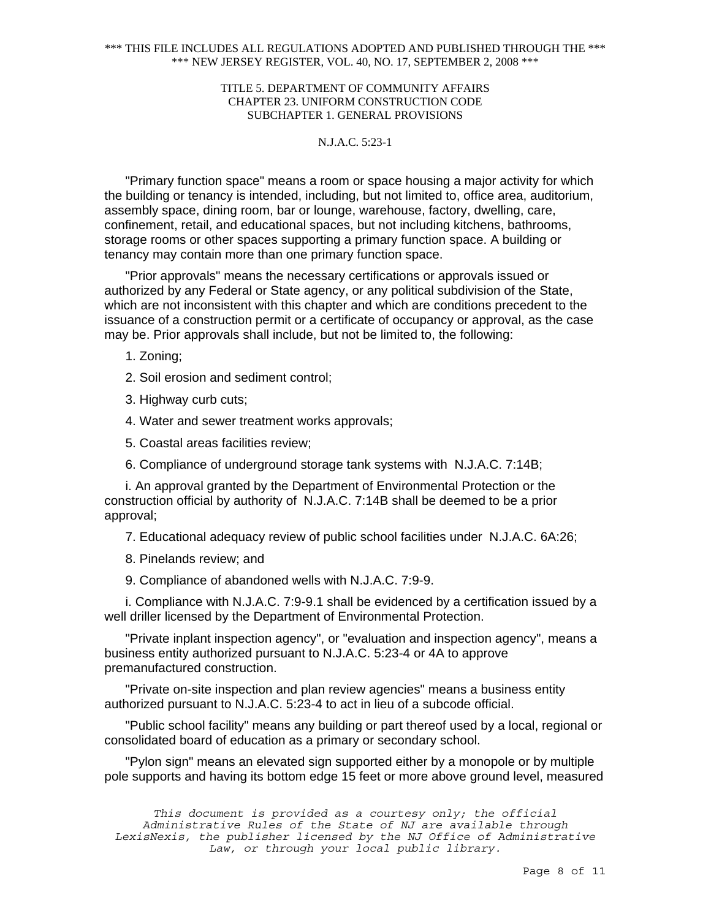"Primary function space" means a room or space housing a major activity for which the building or tenancy is intended, including, but not limited to, office area, auditorium, assembly space, dining room, bar or lounge, warehouse, factory, dwelling, care, confinement, retail, and educational spaces, but not including kitchens, bathrooms, storage rooms or other spaces supporting a primary function space. A building or tenancy may contain more than one primary function space.

"Prior approvals" means the necessary certifications or approvals issued or authorized by any Federal or State agency, or any political subdivision of the State, which are not inconsistent with this chapter and which are conditions precedent to the issuance of a construction permit or a certificate of occupancy or approval, as the case may be. Prior approvals shall include, but not be limited to, the following:

1. Zoning;

2. Soil erosion and sediment control;

3. Highway curb cuts;

4. Water and sewer treatment works approvals;

5. Coastal areas facilities review;

6. Compliance of underground storage tank systems with N.J.A.C. 7:14B;

i. An approval granted by the Department of Environmental Protection or the construction official by authority of N.J.A.C. 7:14B shall be deemed to be a prior approval;

7. Educational adequacy review of public school facilities under N.J.A.C. 6A:26;

8. Pinelands review; and

9. Compliance of abandoned wells with N.J.A.C. 7:9-9.

i. Compliance with N.J.A.C. 7:9-9.1 shall be evidenced by a certification issued by a well driller licensed by the Department of Environmental Protection.

"Private inplant inspection agency", or "evaluation and inspection agency", means a business entity authorized pursuant to N.J.A.C. 5:23-4 or 4A to approve premanufactured construction.

"Private on-site inspection and plan review agencies" means a business entity authorized pursuant to N.J.A.C. 5:23-4 to act in lieu of a subcode official.

"Public school facility" means any building or part thereof used by a local, regional or consolidated board of education as a primary or secondary school.

"Pylon sign" means an elevated sign supported either by a monopole or by multiple pole supports and having its bottom edge 15 feet or more above ground level, measured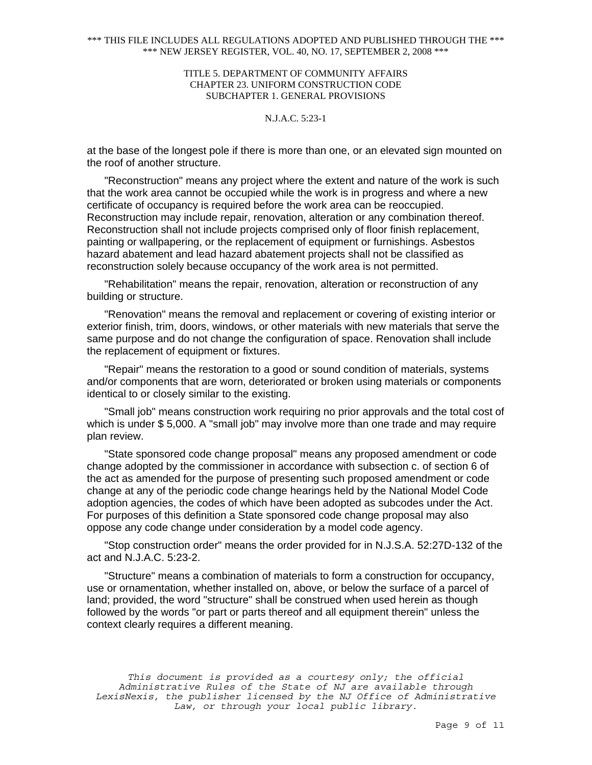at the base of the longest pole if there is more than one, or an elevated sign mounted on the roof of another structure.

"Reconstruction" means any project where the extent and nature of the work is such that the work area cannot be occupied while the work is in progress and where a new certificate of occupancy is required before the work area can be reoccupied. Reconstruction may include repair, renovation, alteration or any combination thereof. Reconstruction shall not include projects comprised only of floor finish replacement, painting or wallpapering, or the replacement of equipment or furnishings. Asbestos hazard abatement and lead hazard abatement projects shall not be classified as reconstruction solely because occupancy of the work area is not permitted.

"Rehabilitation" means the repair, renovation, alteration or reconstruction of any building or structure.

"Renovation" means the removal and replacement or covering of existing interior or exterior finish, trim, doors, windows, or other materials with new materials that serve the same purpose and do not change the configuration of space. Renovation shall include the replacement of equipment or fixtures.

"Repair" means the restoration to a good or sound condition of materials, systems and/or components that are worn, deteriorated or broken using materials or components identical to or closely similar to the existing.

"Small job" means construction work requiring no prior approvals and the total cost of which is under $ 5,000. A "small job" may involve more than one trade and may require plan review.

"State sponsored code change proposal" means any proposed amendment or code change adopted by the commissioner in accordance with subsection c. of section 6 of the act as amended for the purpose of presenting such proposed amendment or code change at any of the periodic code change hearings held by the National Model Code adoption agencies, the codes of which have been adopted as subcodes under the Act. For purposes of this definition a State sponsored code change proposal may also oppose any code change under consideration by a model code agency.

"Stop construction order" means the order provided for in N.J.S.A. 52:27D-132 of the act and N.J.A.C. 5:23-2.

"Structure" means a combination of materials to form a construction for occupancy, use or ornamentation, whether installed on, above, or below the surface of a parcel of land; provided, the word "structure" shall be construed when used herein as though followed by the words "or part or parts thereof and all equipment therein" unless the context clearly requires a different meaning.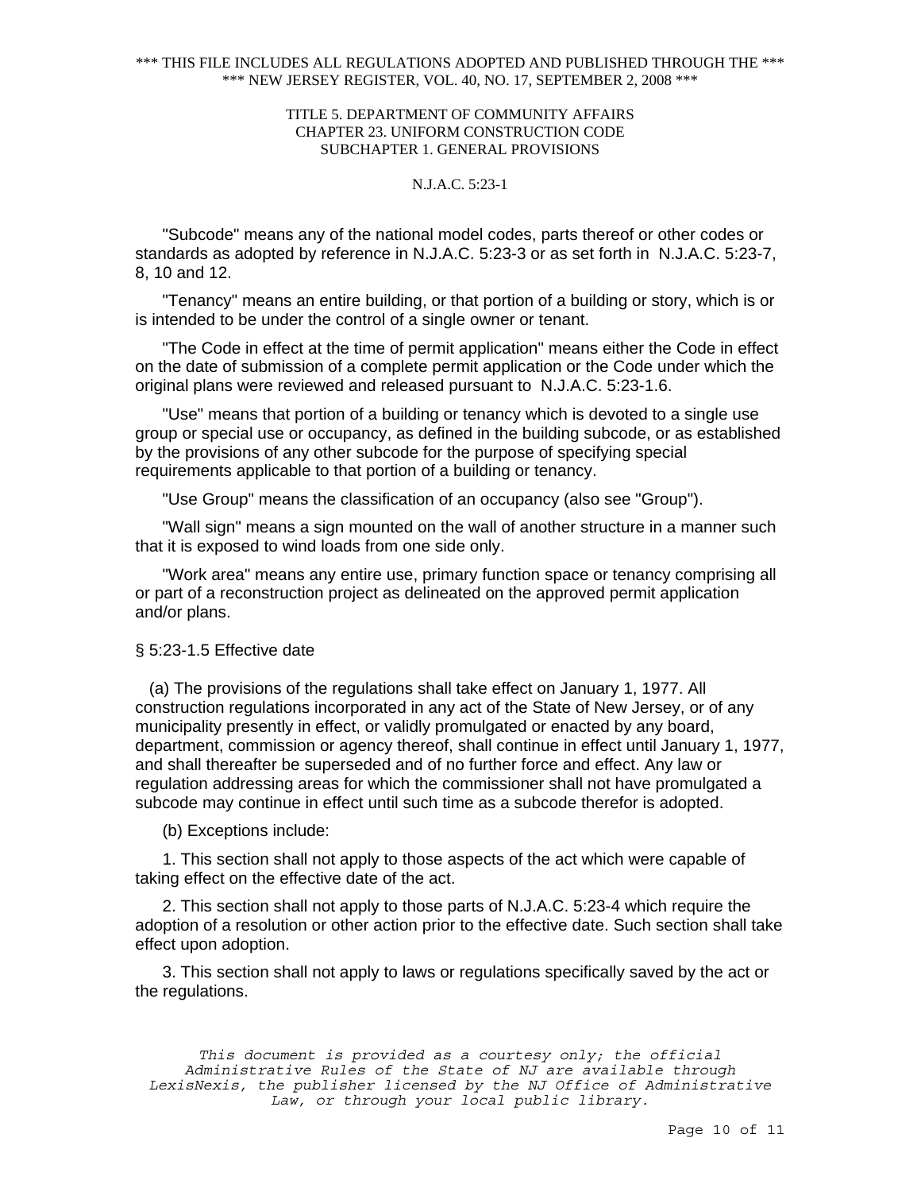"Subcode" means any of the national model codes, parts thereof or other codes or standards as adopted by reference in N.J.A.C. 5:23-3 or as set forth in N.J.A.C. 5:23-7, 8, 10 and 12.

"Tenancy" means an entire building, or that portion of a building or story, which is or is intended to be under the control of a single owner or tenant.

"The Code in effect at the time of permit application" means either the Code in effect on the date of submission of a complete permit application or the Code under which the original plans were reviewed and released pursuant to N.J.A.C. 5:23-1.6.

"Use" means that portion of a building or tenancy which is devoted to a single use group or special use or occupancy, as defined in the building subcode, or as established by the provisions of any other subcode for the purpose of specifying special requirements applicable to that portion of a building or tenancy.

"Use Group" means the classification of an occupancy (also see "Group").

"Wall sign" means a sign mounted on the wall of another structure in a manner such that it is exposed to wind loads from one side only.

"Work area" means any entire use, primary function space or tenancy comprising all or part of a reconstruction project as delineated on the approved permit application and/or plans.

## § 5:23-1.5 Effective date

(a) The provisions of the regulations shall take effect on January 1, 1977. All construction regulations incorporated in any act of the State of New Jersey, or of any municipality presently in effect, or validly promulgated or enacted by any board, department, commission or agency thereof, shall continue in effect until January 1, 1977, and shall thereafter be superseded and of no further force and effect. Any law or regulation addressing areas for which the commissioner shall not have promulgated a subcode may continue in effect until such time as a subcode therefor is adopted.

(b) Exceptions include:

1. This section shall not apply to those aspects of the act which were capable of taking effect on the effective date of the act.

2. This section shall not apply to those parts of N.J.A.C. 5:23-4 which require the adoption of a resolution or other action prior to the effective date. Such section shall take effect upon adoption.

3. This section shall not apply to laws or regulations specifically saved by the act or the regulations.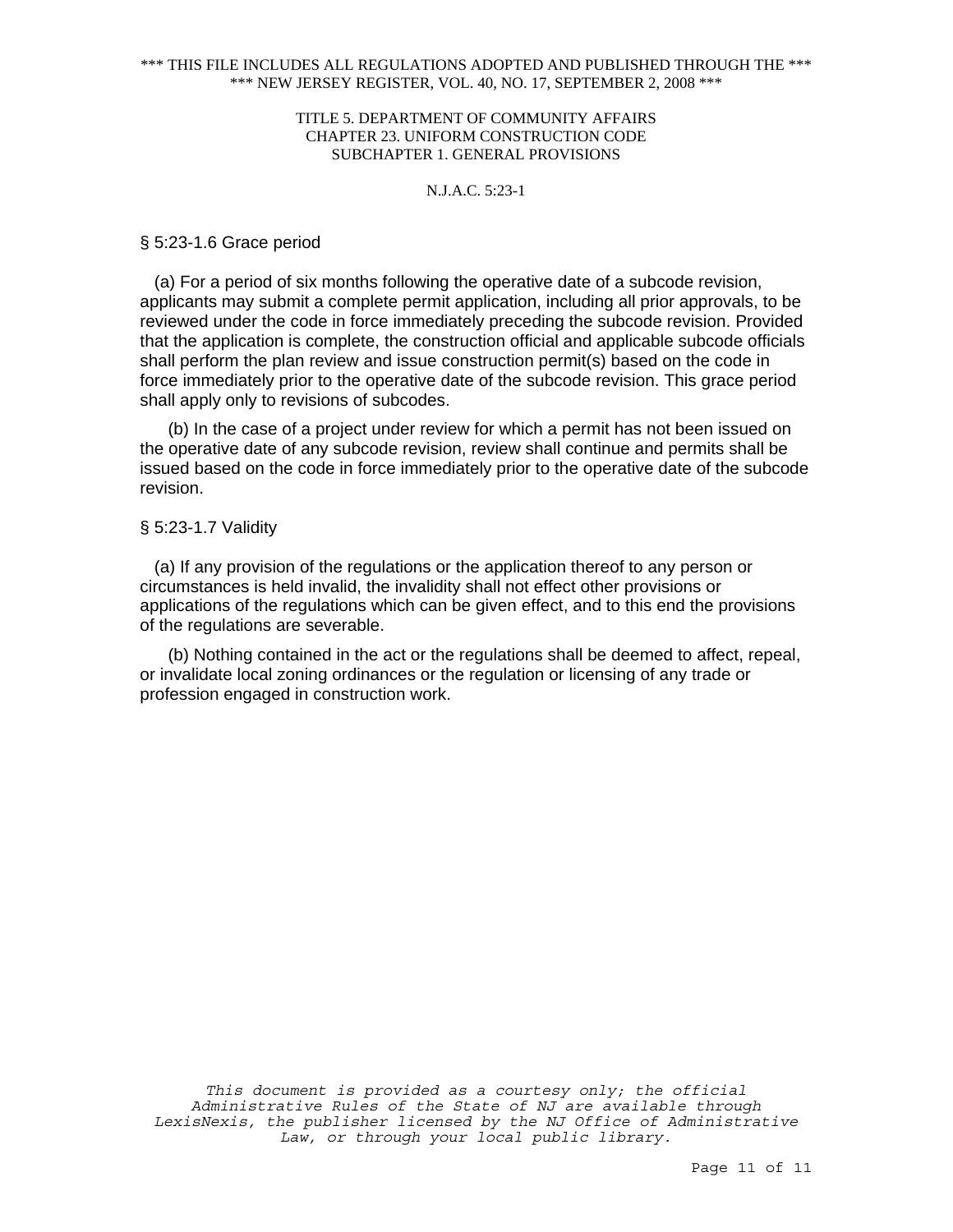## § 5:23-1.6 Grace period

(a) For a period of six months following the operative date of a subcode revision, applicants may submit a complete permit application, including all prior approvals, to be reviewed under the code in force immediately preceding the subcode revision. Provided that the application is complete, the construction official and applicable subcode officials shall perform the plan review and issue construction permit(s) based on the code in force immediately prior to the operative date of the subcode revision. This grace period shall apply only to revisions of subcodes.

(b) In the case of a project under review for which a permit has not been issued on the operative date of any subcode revision, review shall continue and permits shall be issued based on the code in force immediately prior to the operative date of the subcode revision.

## § 5:23-1.7 Validity

(a) If any provision of the regulations or the application thereof to any person or circumstances is held invalid, the invalidity shall not effect other provisions or applications of the regulations which can be given effect, and to this end the provisions of the regulations are severable.

(b) Nothing contained in the act or the regulations shall be deemed to affect, repeal, or invalidate local zoning ordinances or the regulation or licensing of any trade or profession engaged in construction work.